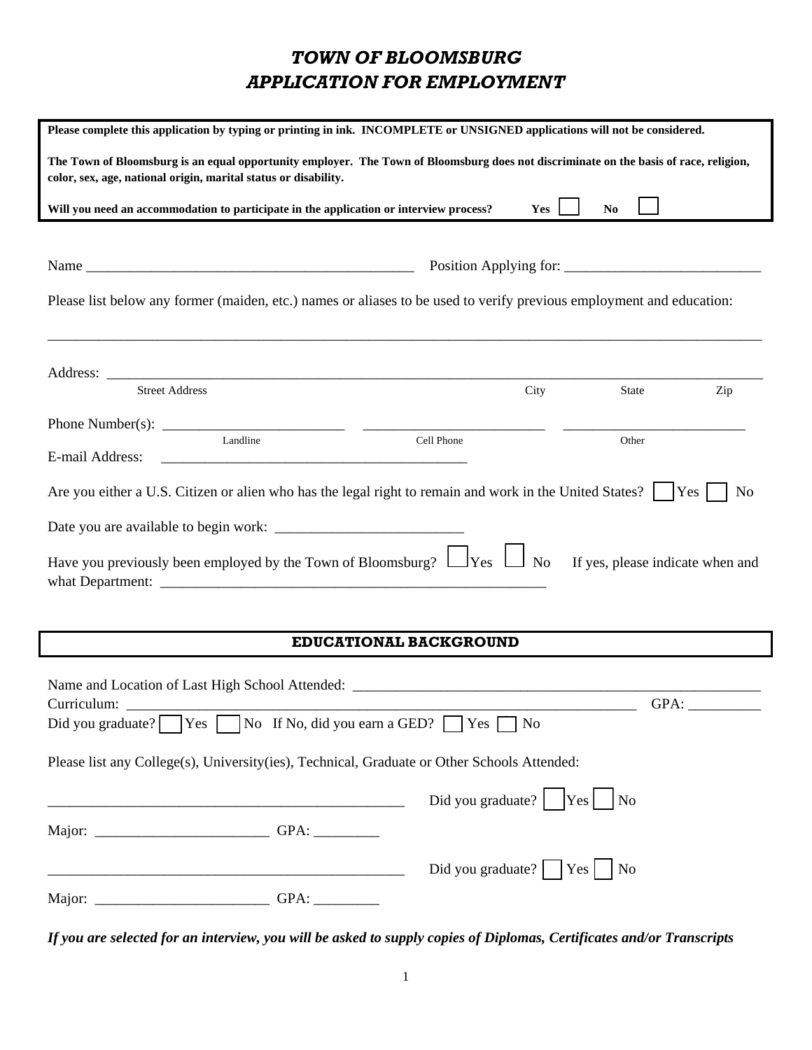# *TOWN OF BLOOMSBURG*
# *APPLICATION FOR EMPLOYMENT*

**Please complete this application by typing or printing in ink. INCOMPLETE or UNSIGNED applications will not be considered.**

**The Town of Bloomsburg is an equal opportunity employer. The Town of Bloomsburg does not discriminate on the basis of race, religion, color, sex, age, national origin, marital status or disability.**

**Will you need an accommodation to participate in the application or interview process? Yes ☐ No ☐**

Name _______________________________________________ Position Applying for: ___________________________

Please list below any former (maiden, etc.) names or aliases to be used to verify previous employment and education:

_____________________________________________________________________________________________________

Address: ____________________________________________________________________________________________
Street Address City State Zip

Phone Number(s): _________________________ _________________________ _________________________
Landline Cell Phone Other

E-mail Address: ___________________________________________

Are you either a U.S. Citizen or alien who has the legal right to remain and work in the United States? ☐ Yes ☐ No

Date you are available to begin work: __________________________

Have you previously been employed by the Town of Bloomsburg? ☐ Yes ☐ No If yes, please indicate when and what Department: ________________________________________________________

## EDUCATIONAL BACKGROUND

Name and Location of Last High School Attended: ___________________________________________________________

Curriculum: _________________________________________________________________________ GPA: __________

Did you graduate? ☐ Yes ☐ No If No, did you earn a GED? ☐ Yes ☐ No

Please list any College(s), University(ies), Technical, Graduate or Other Schools Attended:

__________________________________________________ Did you graduate? ☐ Yes ☐ No

Major: ________________________ GPA: _________

__________________________________________________ Did you graduate? ☐ Yes ☐ No

Major: ________________________ GPA: _________

***If you are selected for an interview, you will be asked to supply copies of Diplomas, Certificates and/or Transcripts***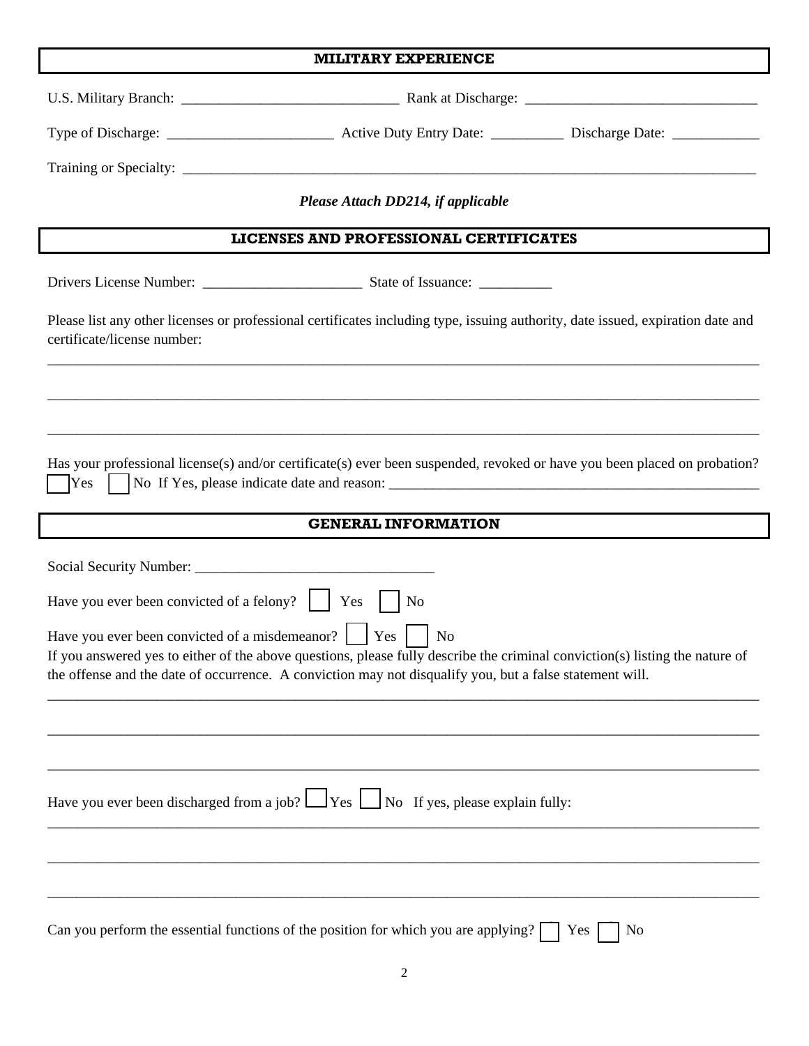## MILITARY EXPERIENCE

U.S. Military Branch: ______________________________ Rank at Discharge: _______________________________

Type of Discharge: _______________________ Active Duty Entry Date: __________ Discharge Date: ____________

Training or Specialty: ________________________________________________________________________________

***Please Attach DD214, if applicable***

## LICENSES AND PROFESSIONAL CERTIFICATES

Drivers License Number: ______________________ State of Issuance: __________

Please list any other licenses or professional certificates including type, issuing authority, date issued, expiration date and certificate/license number:

______________________________________________________________________________________________________

______________________________________________________________________________________________________

______________________________________________________________________________________________________

Has your professional license(s) and/or certificate(s) ever been suspended, revoked or have you been placed on probation?
☐ Yes ☐ No If Yes, please indicate date and reason: _____________________________________________________

## GENERAL INFORMATION

Social Security Number: _________________________________

Have you ever been convicted of a felony? ☐ Yes ☐ No

Have you ever been convicted of a misdemeanor? ☐ Yes ☐ No
If you answered yes to either of the above questions, please fully describe the criminal conviction(s) listing the nature of the offense and the date of occurrence. A conviction may not disqualify you, but a false statement will.

______________________________________________________________________________________________________

______________________________________________________________________________________________________

______________________________________________________________________________________________________

Have you ever been discharged from a job? ☐ Yes ☐ No If yes, please explain fully:

______________________________________________________________________________________________________

______________________________________________________________________________________________________

______________________________________________________________________________________________________

Can you perform the essential functions of the position for which you are applying? ☐ Yes ☐ No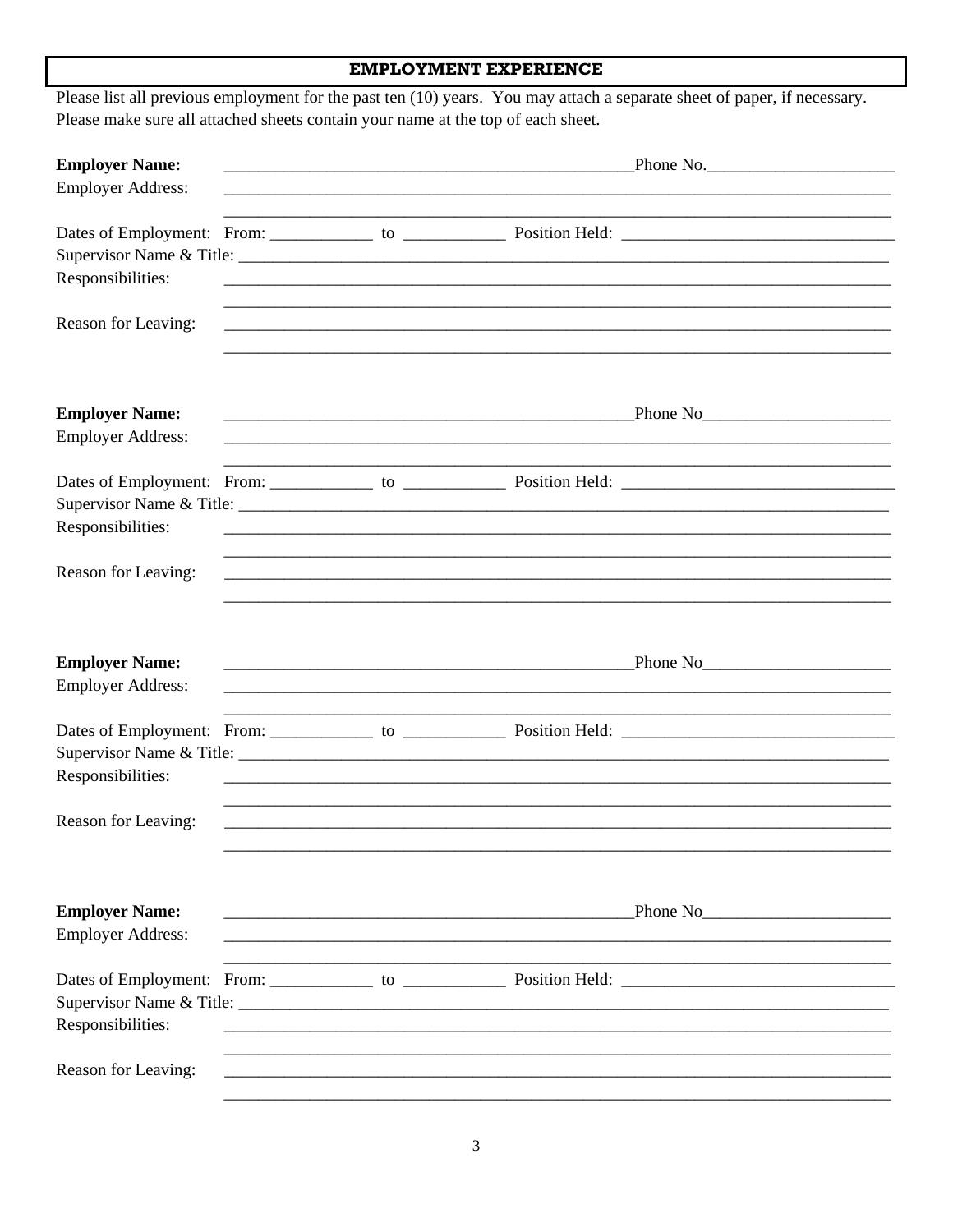## EMPLOYMENT EXPERIENCE

Please list all previous employment for the past ten (10) years. You may attach a separate sheet of paper, if necessary. Please make sure all attached sheets contain your name at the top of each sheet.

**Employer Name:** ______________________________________________ Phone No. ______________________

Employer Address: ________________________________________________________________________

________________________________________________________________________

Dates of Employment: From: ____________ to ____________ Position Held: ________________________________

Supervisor Name & Title: ______________________________________________________________________________

Responsibilities: ________________________________________________________________________

________________________________________________________________________

Reason for Leaving: ________________________________________________________________________

________________________________________________________________________

**Employer Name:** ______________________________________________ Phone No ______________________

Employer Address: ________________________________________________________________________

________________________________________________________________________

Dates of Employment: From: ____________ to ____________ Position Held: ________________________________

Supervisor Name & Title: ______________________________________________________________________________

Responsibilities: ________________________________________________________________________

________________________________________________________________________

Reason for Leaving: ________________________________________________________________________

________________________________________________________________________

**Employer Name:** ______________________________________________ Phone No ______________________

Employer Address: ________________________________________________________________________

________________________________________________________________________

Dates of Employment: From: ____________ to ____________ Position Held: ________________________________

Supervisor Name & Title: ______________________________________________________________________________

Responsibilities: ________________________________________________________________________

________________________________________________________________________

Reason for Leaving: ________________________________________________________________________

________________________________________________________________________

**Employer Name:** ______________________________________________ Phone No ______________________

Employer Address: ________________________________________________________________________

________________________________________________________________________

Dates of Employment: From: ____________ to ____________ Position Held: ________________________________

Supervisor Name & Title: ______________________________________________________________________________

Responsibilities: ________________________________________________________________________

________________________________________________________________________

Reason for Leaving: ________________________________________________________________________

________________________________________________________________________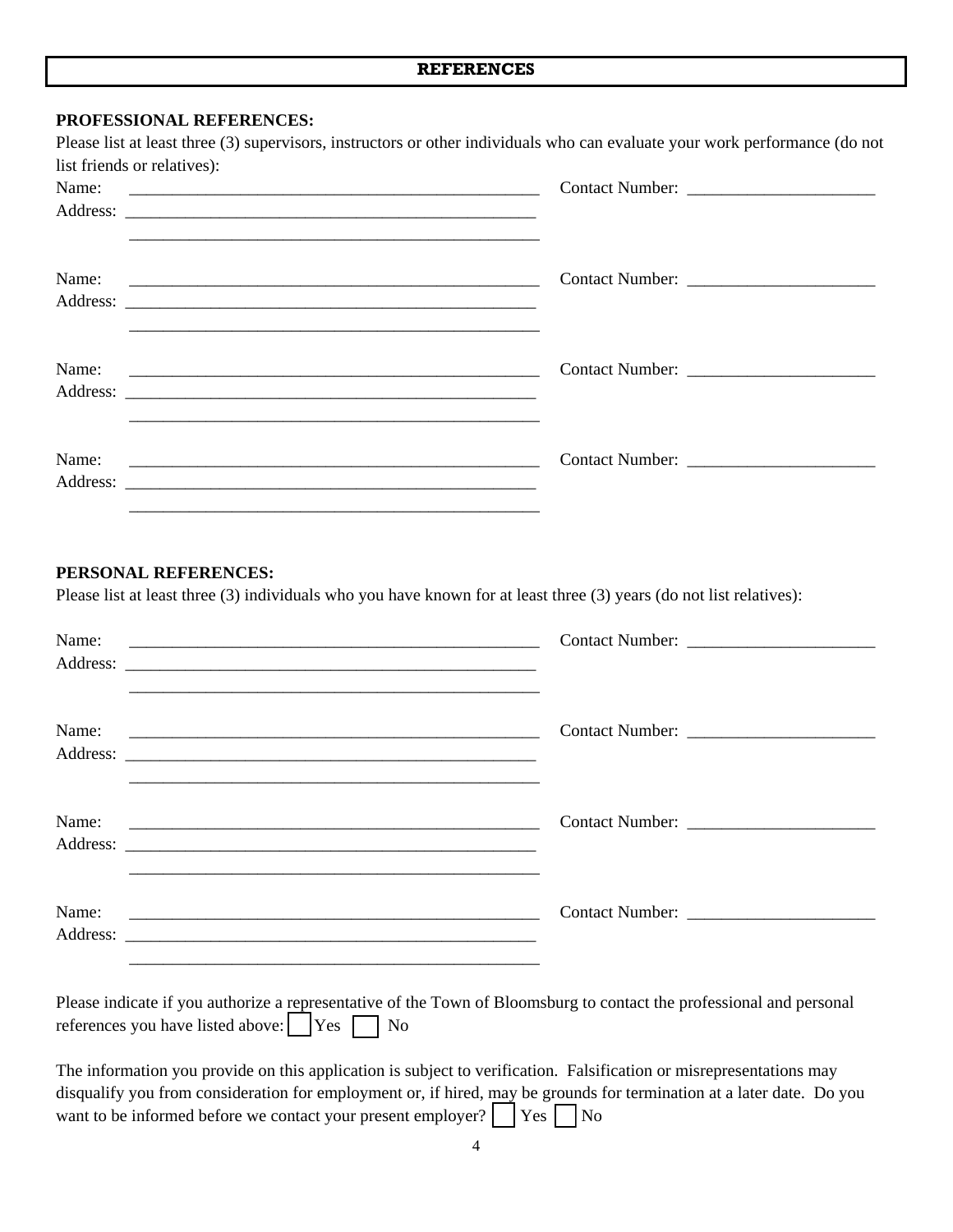## REFERENCES

**PROFESSIONAL REFERENCES:**

Please list at least three (3) supervisors, instructors or other individuals who can evaluate your work performance (do not list friends or relatives):

Name: ________________________________________________ Contact Number: ______________________

Address: ______________________________________________

________________________________________________

Name: ________________________________________________ Contact Number: ______________________

Address: ______________________________________________

________________________________________________

Name: ________________________________________________ Contact Number: ______________________

Address: ______________________________________________

________________________________________________

Name: ________________________________________________ Contact Number: ______________________

Address: ______________________________________________

________________________________________________

**PERSONAL REFERENCES:**

Please list at least three (3) individuals who you have known for at least three (3) years (do not list relatives):

Name: ________________________________________________ Contact Number: ______________________

Address: ______________________________________________

________________________________________________

Name: ________________________________________________ Contact Number: ______________________

Address: ______________________________________________

________________________________________________

Name: ________________________________________________ Contact Number: ______________________

Address: ______________________________________________

________________________________________________

Name: ________________________________________________ Contact Number: ______________________

Address: ______________________________________________

________________________________________________

Please indicate if you authorize a representative of the Town of Bloomsburg to contact the professional and personal references you have listed above: ☐ Yes ☐ No

The information you provide on this application is subject to verification. Falsification or misrepresentations may disqualify you from consideration for employment or, if hired, may be grounds for termination at a later date. Do you want to be informed before we contact your present employer? ☐ Yes ☐ No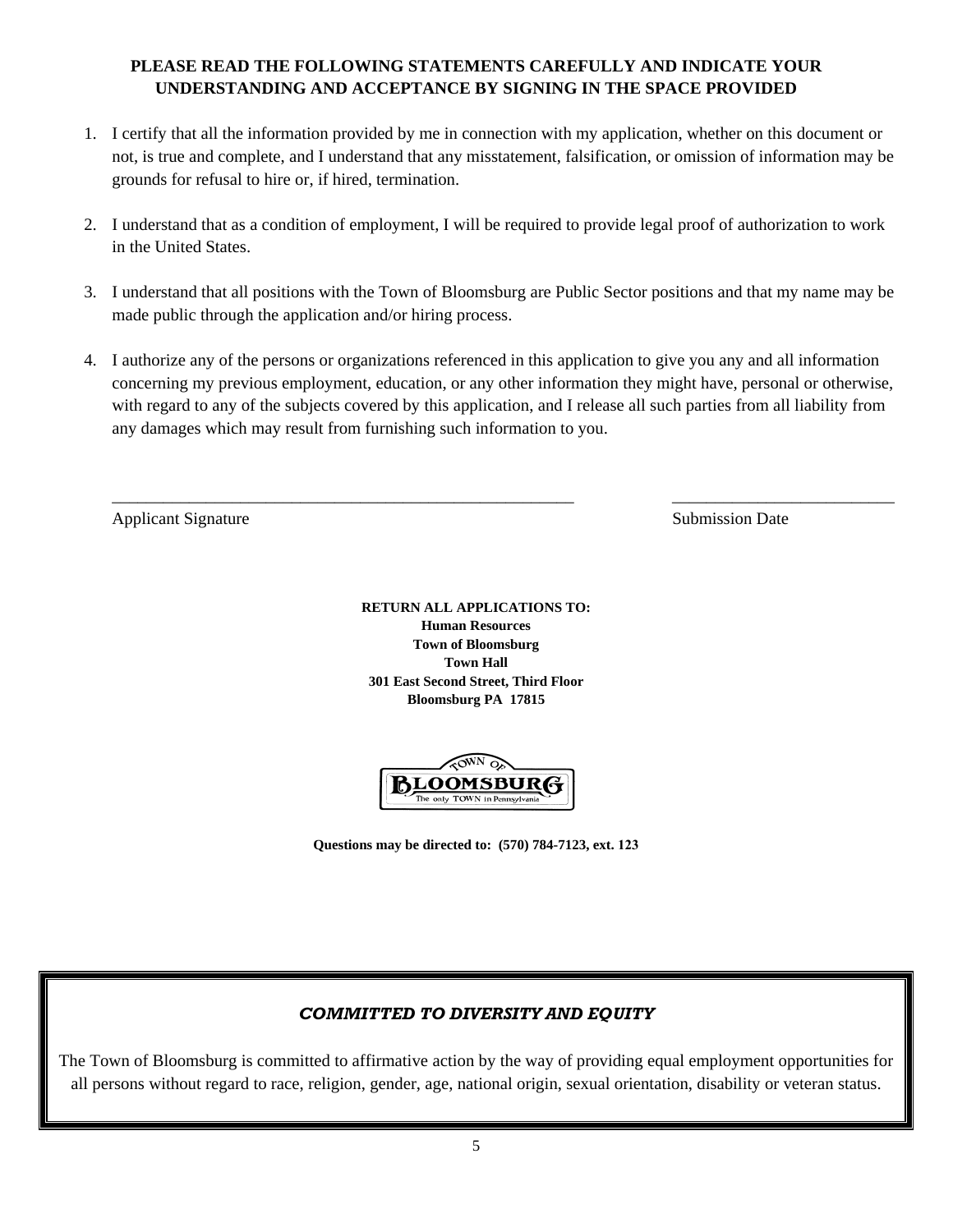**PLEASE READ THE FOLLOWING STATEMENTS CAREFULLY AND INDICATE YOUR UNDERSTANDING AND ACCEPTANCE BY SIGNING IN THE SPACE PROVIDED**

1. I certify that all the information provided by me in connection with my application, whether on this document or not, is true and complete, and I understand that any misstatement, falsification, or omission of information may be grounds for refusal to hire or, if hired, termination.

2. I understand that as a condition of employment, I will be required to provide legal proof of authorization to work in the United States.

3. I understand that all positions with the Town of Bloomsburg are Public Sector positions and that my name may be made public through the application and/or hiring process.

4. I authorize any of the persons or organizations referenced in this application to give you any and all information concerning my previous employment, education, or any other information they might have, personal or otherwise, with regard to any of the subjects covered by this application, and I release all such parties from all liability from any damages which may result from furnishing such information to you.

\_\_\_\_\_\_\_\_\_\_\_\_\_\_\_\_\_\_\_\_\_\_\_\_\_\_\_\_\_\_\_\_\_\_\_\_\_\_\_\_\_\_\_\_ \_\_\_\_\_\_\_\_\_\_\_\_\_\_\_\_\_\_\_\_\_\_\_\_\_\_

Applicant Signature Submission Date

**RETURN ALL APPLICATIONS TO:**
**Human Resources**
**Town of Bloomsburg**
**Town Hall**
**301 East Second Street, Third Floor**
**Bloomsburg PA 17815**

TOWN OF BLOOMSBURG
The only TOWN in Pennsylvania

**Questions may be directed to: (570) 784-7123, ext. 123**

***COMMITTED TO DIVERSITY AND EQUITY***

The Town of Bloomsburg is committed to affirmative action by the way of providing equal employment opportunities for all persons without regard to race, religion, gender, age, national origin, sexual orientation, disability or veteran status.